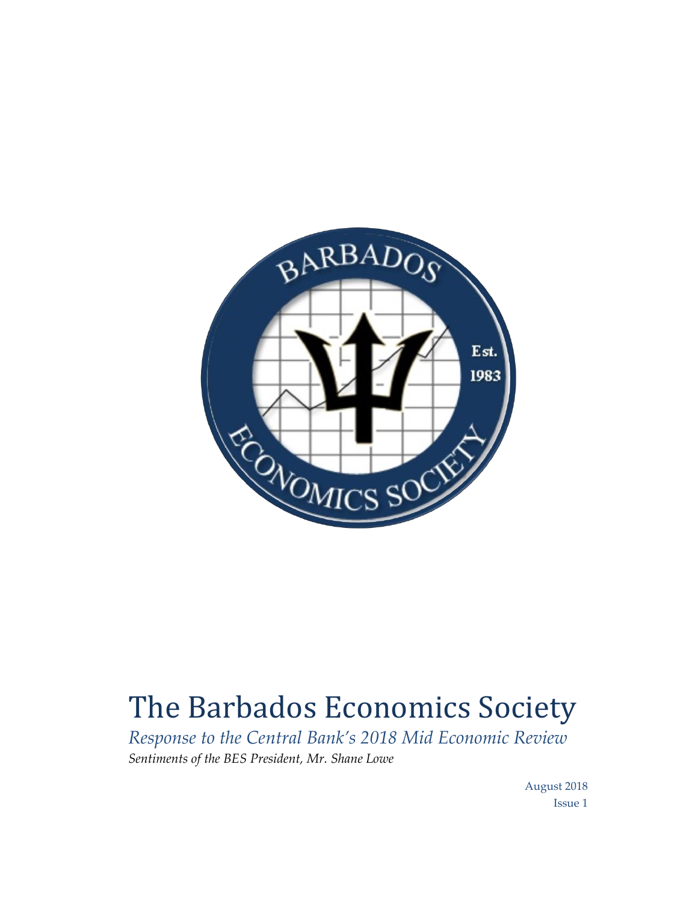# The Barbados Economics Society

*Response to the Central Bank's 2018 Mid Economic Review*

*Sentiments of the BES President, Mr. Shane Lowe*

August 2018

Issue 1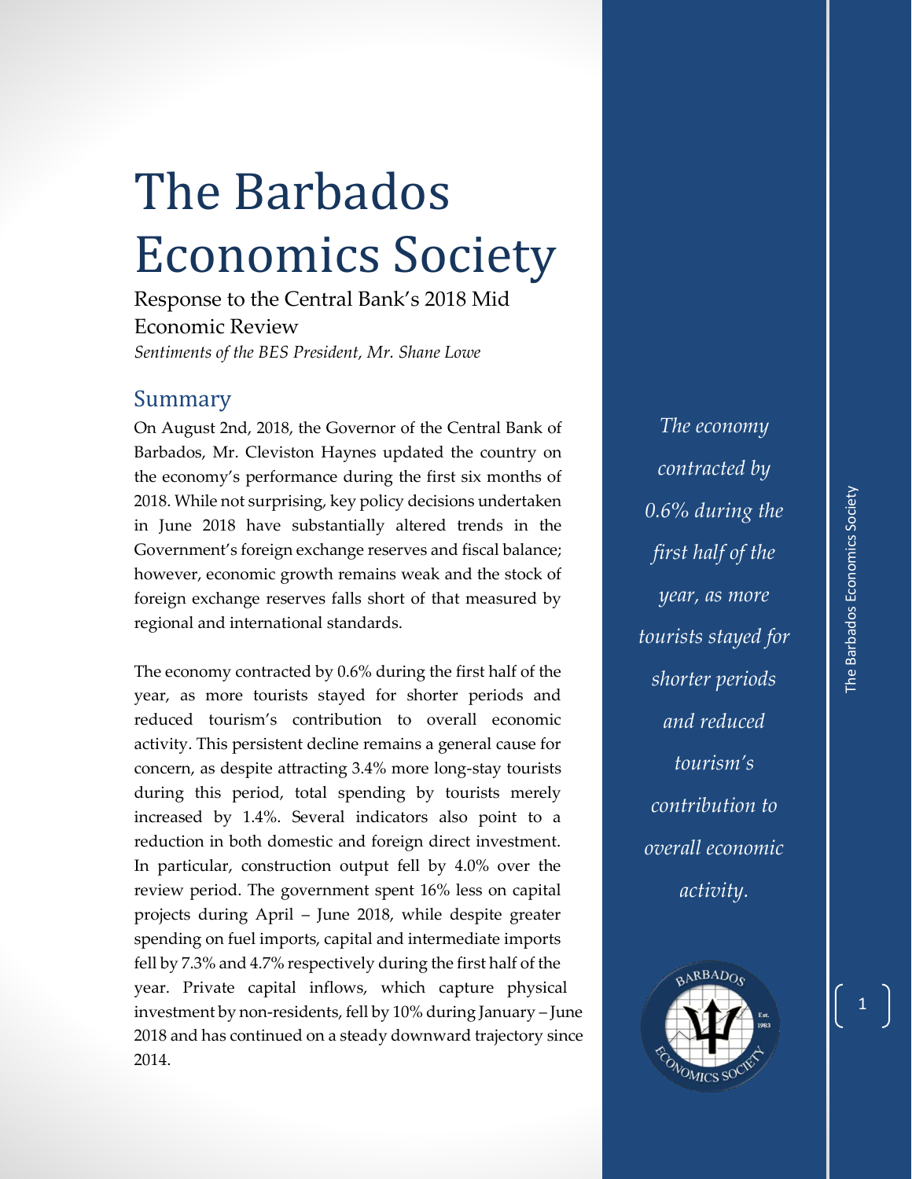# The Barbados Economics Society

Response to the Central Bank's 2018 Mid Economic Review

*Sentiments of the BES President, Mr. Shane Lowe*

## Summary

On August 2nd, 2018, the Governor of the Central Bank of Barbados, Mr. Cleviston Haynes updated the country on the economy's performance during the first six months of 2018. While not surprising, key policy decisions undertaken in June 2018 have substantially altered trends in the Government's foreign exchange reserves and fiscal balance; however, economic growth remains weak and the stock of foreign exchange reserves falls short of that measured by regional and international standards.

The economy contracted by 0.6% during the first half of the year, as more tourists stayed for shorter periods and reduced tourism's contribution to overall economic activity. This persistent decline remains a general cause for concern, as despite attracting 3.4% more long-stay tourists during this period, total spending by tourists merely increased by 1.4%. Several indicators also point to a reduction in both domestic and foreign direct investment. In particular, construction output fell by 4.0% over the review period. The government spent 16% less on capital projects during April – June 2018, while despite greater spending on fuel imports, capital and intermediate imports fell by 7.3% and 4.7% respectively during the first half of the year. Private capital inflows, which capture physical investment by non-residents, fell by 10% during January – June 2018 and has continued on a steady downward trajectory since 2014.

*The economy contracted by 0.6% during the first half of the year, as more tourists stayed for shorter periods and reduced tourism's contribution to overall economic activity.*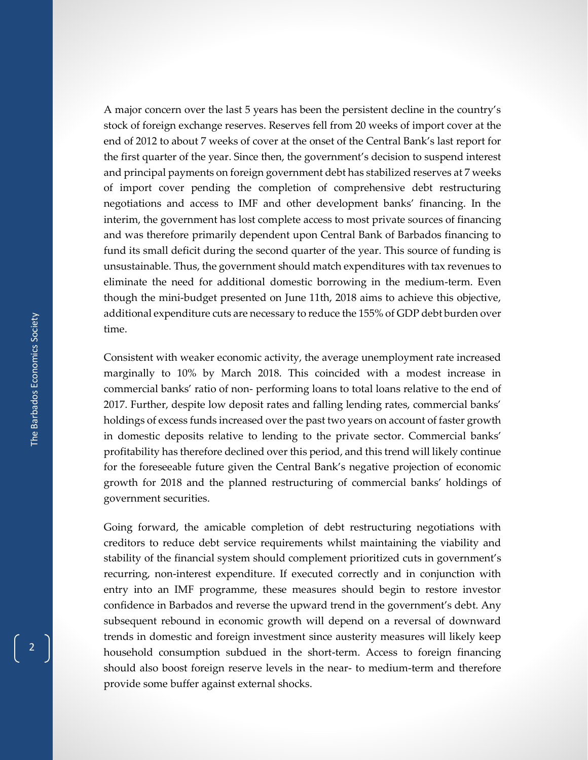A major concern over the last 5 years has been the persistent decline in the country's stock of foreign exchange reserves. Reserves fell from 20 weeks of import cover at the end of 2012 to about 7 weeks of cover at the onset of the Central Bank's last report for the first quarter of the year. Since then, the government's decision to suspend interest and principal payments on foreign government debt has stabilized reserves at 7 weeks of import cover pending the completion of comprehensive debt restructuring negotiations and access to IMF and other development banks' financing. In the interim, the government has lost complete access to most private sources of financing and was therefore primarily dependent upon Central Bank of Barbados financing to fund its small deficit during the second quarter of the year. This source of funding is unsustainable. Thus, the government should match expenditures with tax revenues to eliminate the need for additional domestic borrowing in the medium-term. Even though the mini-budget presented on June 11th, 2018 aims to achieve this objective, additional expenditure cuts are necessary to reduce the 155% of GDP debt burden over time.

Consistent with weaker economic activity, the average unemployment rate increased marginally to 10% by March 2018. This coincided with a modest increase in commercial banks' ratio of non- performing loans to total loans relative to the end of 2017. Further, despite low deposit rates and falling lending rates, commercial banks' holdings of excess funds increased over the past two years on account of faster growth in domestic deposits relative to lending to the private sector. Commercial banks' profitability has therefore declined over this period, and this trend will likely continue for the foreseeable future given the Central Bank's negative projection of economic growth for 2018 and the planned restructuring of commercial banks' holdings of government securities.

Going forward, the amicable completion of debt restructuring negotiations with creditors to reduce debt service requirements whilst maintaining the viability and stability of the financial system should complement prioritized cuts in government's recurring, non-interest expenditure. If executed correctly and in conjunction with entry into an IMF programme, these measures should begin to restore investor confidence in Barbados and reverse the upward trend in the government's debt. Any subsequent rebound in economic growth will depend on a reversal of downward trends in domestic and foreign investment since austerity measures will likely keep household consumption subdued in the short-term. Access to foreign financing should also boost foreign reserve levels in the near- to medium-term and therefore provide some buffer against external shocks.